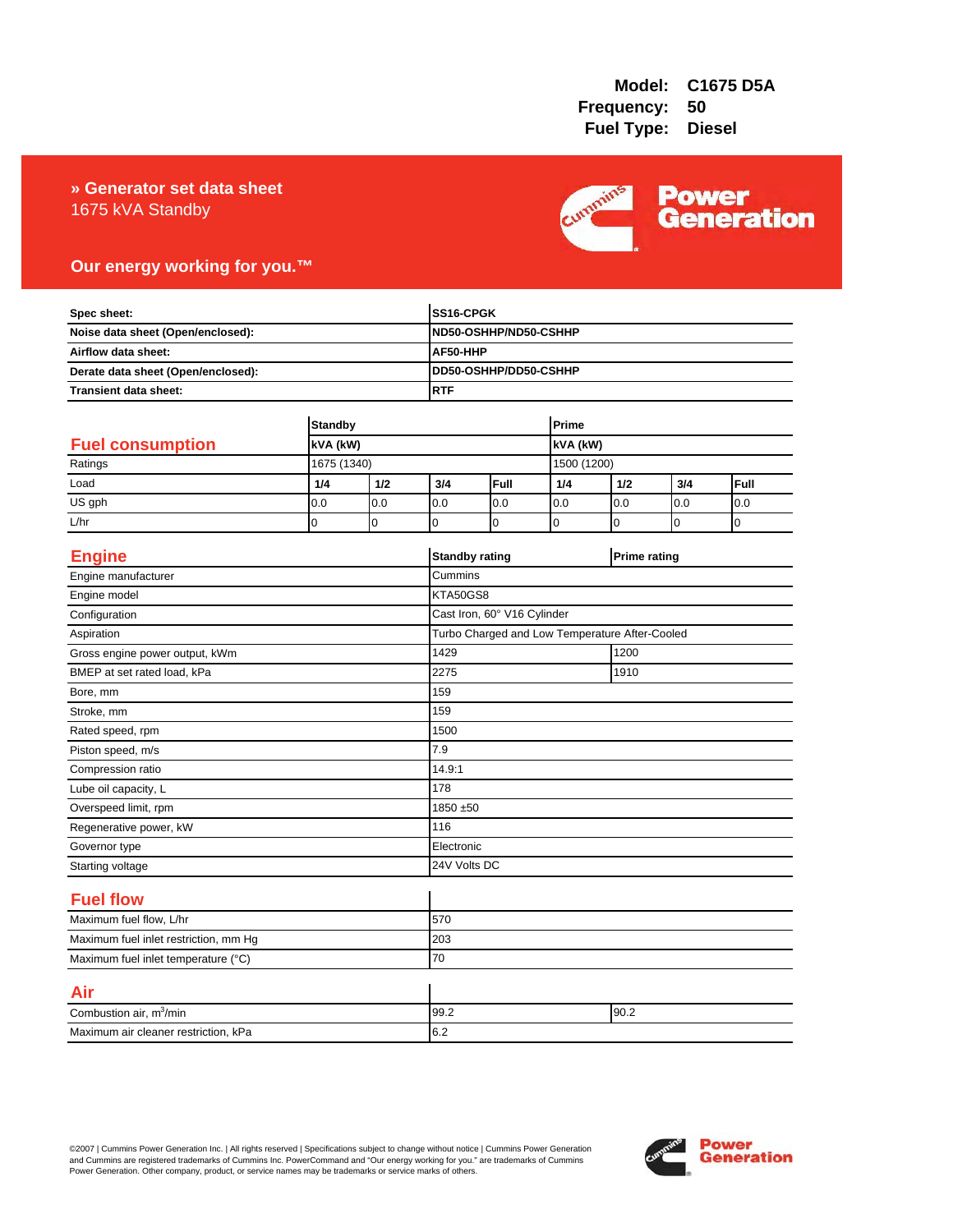**Model:** C1675 D5A
**Frequency:** 50
**Fuel Type:** Diesel

## » Generator set data sheet

1675 kVA Standby

**Our energy working for you.™**

| Spec sheet: | SS16-CPGK |
|---|---|
| Noise data sheet (Open/enclosed): | ND50-OSHHP/ND50-CSHHP |
| Airflow data sheet: | AF50-HHP |
| Derate data sheet (Open/enclosed): | DD50-OSHHP/DD50-CSHHP |
| Transient data sheet: | RTF |

| Fuel consumption | Standby | | | | Prime | | | |
|---|---|---|---|---|---|---|---|---|
| | kVA (kW) | | | | kVA (kW) | | | |
| Ratings | 1675 (1340) | | | | 1500 (1200) | | | |
| Load | 1/4 | 1/2 | 3/4 | Full | 1/4 | 1/2 | 3/4 | Full |
| US gph | 0.0 | 0.0 | 0.0 | 0.0 | 0.0 | 0.0 | 0.0 | 0.0 |
| L/hr | 0 | 0 | 0 | 0 | 0 | 0 | 0 | 0 |

| Engine | Standby rating | Prime rating |
|---|---|---|
| Engine manufacturer | Cummins | |
| Engine model | KTA50GS8 | |
| Configuration | Cast Iron, 60° V16 Cylinder | |
| Aspiration | Turbo Charged and Low Temperature After-Cooled | |
| Gross engine power output, kWm | 1429 | 1200 |
| BMEP at set rated load, kPa | 2275 | 1910 |
| Bore, mm | 159 | |
| Stroke, mm | 159 | |
| Rated speed, rpm | 1500 | |
| Piston speed, m/s | 7.9 | |
| Compression ratio | 14.9:1 | |
| Lube oil capacity, L | 178 | |
| Overspeed limit, rpm | 1850 ±50 | |
| Regenerative power, kW | 116 | |
| Governor type | Electronic | |
| Starting voltage | 24V Volts DC | |

| Fuel flow | |
|---|---|
| Maximum fuel flow, L/hr | 570 |
| Maximum fuel inlet restriction, mm Hg | 203 |
| Maximum fuel inlet temperature (°C) | 70 |

| Air | | |
|---|---|---|
| Combustion air, $m^3$/min | 99.2 | 90.2 |
| Maximum air cleaner restriction, kPa | 6.2 | |

©2007 | Cummins Power Generation Inc. | All rights reserved | Specifications subject to change without notice | Cummins Power Generation and Cummins are registered trademarks of Cummins Inc. PowerCommand and "Our energy working for you." are trademarks of Cummins Power Generation. Other company, product, or service names may be trademarks or service marks of others.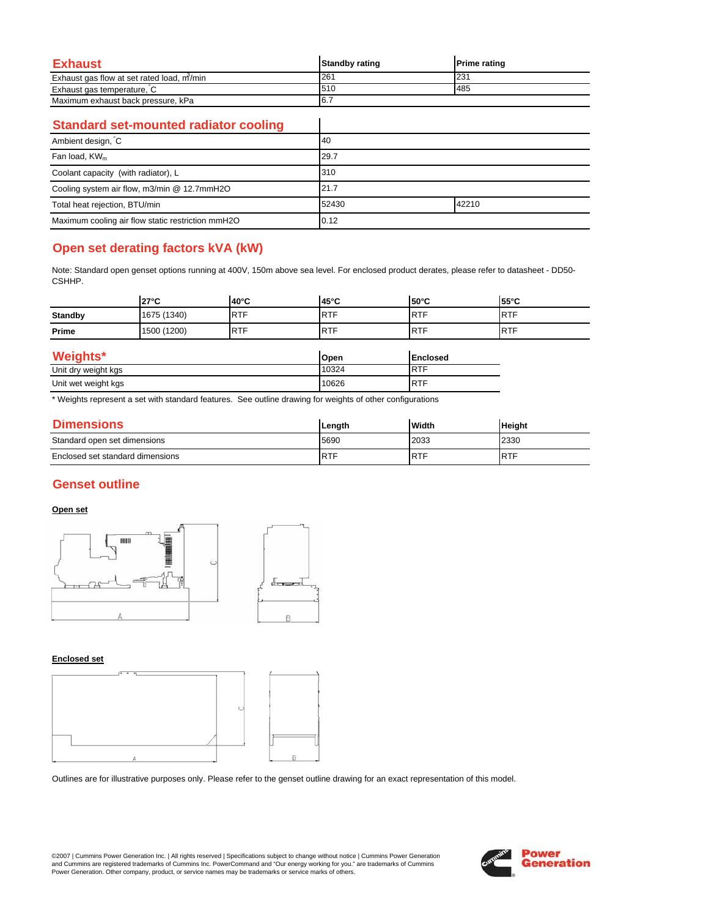## Exhaust

| Exhaust | Standby rating | Prime rating |
|---|---|---|
| Exhaust gas flow at set rated load, $m^3$/min | 261 | 231 |
| Exhaust gas temperature, °C | 510 | 485 |
| Maximum exhaust back pressure, kPa | 6.7 | |

## Standard set-mounted radiator cooling

| Standard set-mounted radiator cooling | | |
|---|---|---|
| Ambient design, °C | 40 | |
| Fan load, $KW_m$ | 29.7 | |
| Coolant capacity (with radiator), L | 310 | |
| Cooling system air flow, m3/min @ 12.7mmH2O | 21.7 | |
| Total heat rejection, BTU/min | 52430 | 42210 |
| Maximum cooling air flow static restriction mmH2O | 0.12 | |

## Open set derating factors kVA (kW)

Note: Standard open genset options running at 400V, 150m above sea level. For enclosed product derates, please refer to datasheet - DD50-CSHHP.

| | 27°C | 40°C | 45°C | 50°C | 55°C |
|---|---|---|---|---|---|
| **Standby** | 1675 (1340) | RTF | RTF | RTF | RTF |
| **Prime** | 1500 (1200) | RTF | RTF | RTF | RTF |

## Weights*

| Weights* | Open | Enclosed |
|---|---|---|
| Unit dry weight kgs | 10324 | RTF |
| Unit wet weight kgs | 10626 | RTF |

* Weights represent a set with standard features. See outline drawing for weights of other configurations

## Dimensions

| Dimensions | Length | Width | Height |
|---|---|---|---|
| Standard open set dimensions | 5690 | 2033 | 2330 |
| Enclosed set standard dimensions | RTF | RTF | RTF |

## Genset outline

**Open set**

**Enclosed set**

Outlines are for illustrative purposes only. Please refer to the genset outline drawing for an exact representation of this model.

©2007 | Cummins Power Generation Inc. | All rights reserved | Specifications subject to change without notice | Cummins Power Generation and Cummins are registered trademarks of Cummins Inc. PowerCommand and "Our energy working for you." are trademarks of Cummins Power Generation. Other company, product, or service names may be trademarks or service marks of others.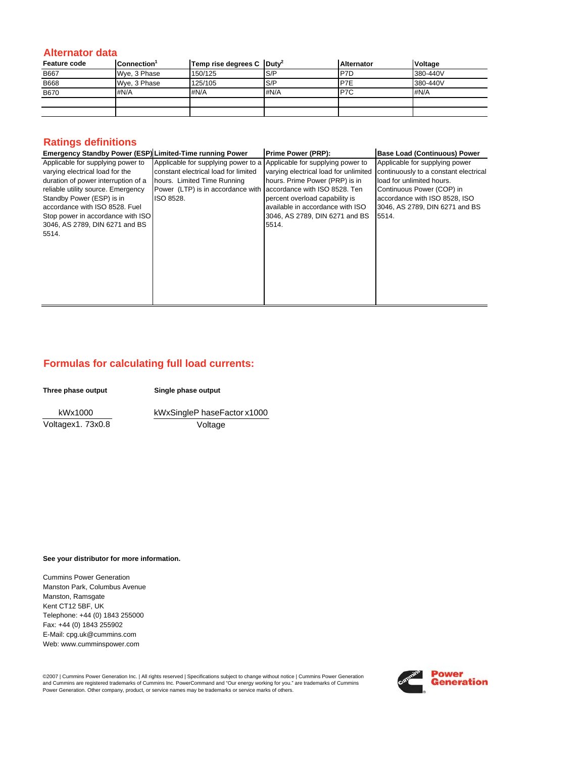## Alternator data

| Feature code | Connection[1] | Temp rise degrees C | Duty[2] | Alternator | Voltage |
|---|---|---|---|---|---|
| B667 | Wye, 3 Phase | 150/125 | S/P | P7D | 380-440V |
| B668 | Wye, 3 Phase | 125/105 | S/P | P7E | 380-440V |
| B670 | #N/A | #N/A | #N/A | P7C | #N/A |
| | | | | | |
| | | | | | |

## Ratings definitions

| Emergency Standby Power (ESP) | Limited-Time running Power | Prime Power (PRP): | Base Load (Continuous) Power |
|---|---|---|---|
| Applicable for supplying power to varying electrical load for the duration of power interruption of a reliable utility source. Emergency Standby Power (ESP) is in accordance with ISO 8528. Fuel Stop power in accordance with ISO 3046, AS 2789, DIN 6271 and BS 5514. | Applicable for supplying power to a constant electrical load for limited hours. Limited Time Running Power (LTP) is in accordance with ISO 8528. | Applicable for supplying power to varying electrical load for unlimited hours. Prime Power (PRP) is in accordance with ISO 8528. Ten percent overload capability is available in accordance with ISO 3046, AS 2789, DIN 6271 and BS 5514. | Applicable for supplying power continuously to a constant electrical load for unlimited hours. Continuous Power (COP) in accordance with ISO 8528, ISO 3046, AS 2789, DIN 6271 and BS 5514. |

## Formulas for calculating full load currents:

**Three phase output**

$$\frac{kW \times 1000}{Voltage \times 1.73 \times 0.8}$$

**Single phase output**

$$\frac{kW \times SinglePhaseFactor \times 1000}{Voltage}$$

**See your distributor for more information.**

Cummins Power Generation
Manston Park, Columbus Avenue
Manston, Ramsgate
Kent CT12 5BF, UK
Telephone: +44 (0) 1843 255000
Fax: +44 (0) 1843 255902
E-Mail: cpg.uk@cummins.com
Web: www.cumminspower.com

©2007 | Cummins Power Generation Inc. | All rights reserved | Specifications subject to change without notice | Cummins Power Generation and Cummins are registered trademarks of Cummins Inc. PowerCommand and "Our energy working for you." are trademarks of Cummins Power Generation. Other company, product, or service names may be trademarks or service marks of others.